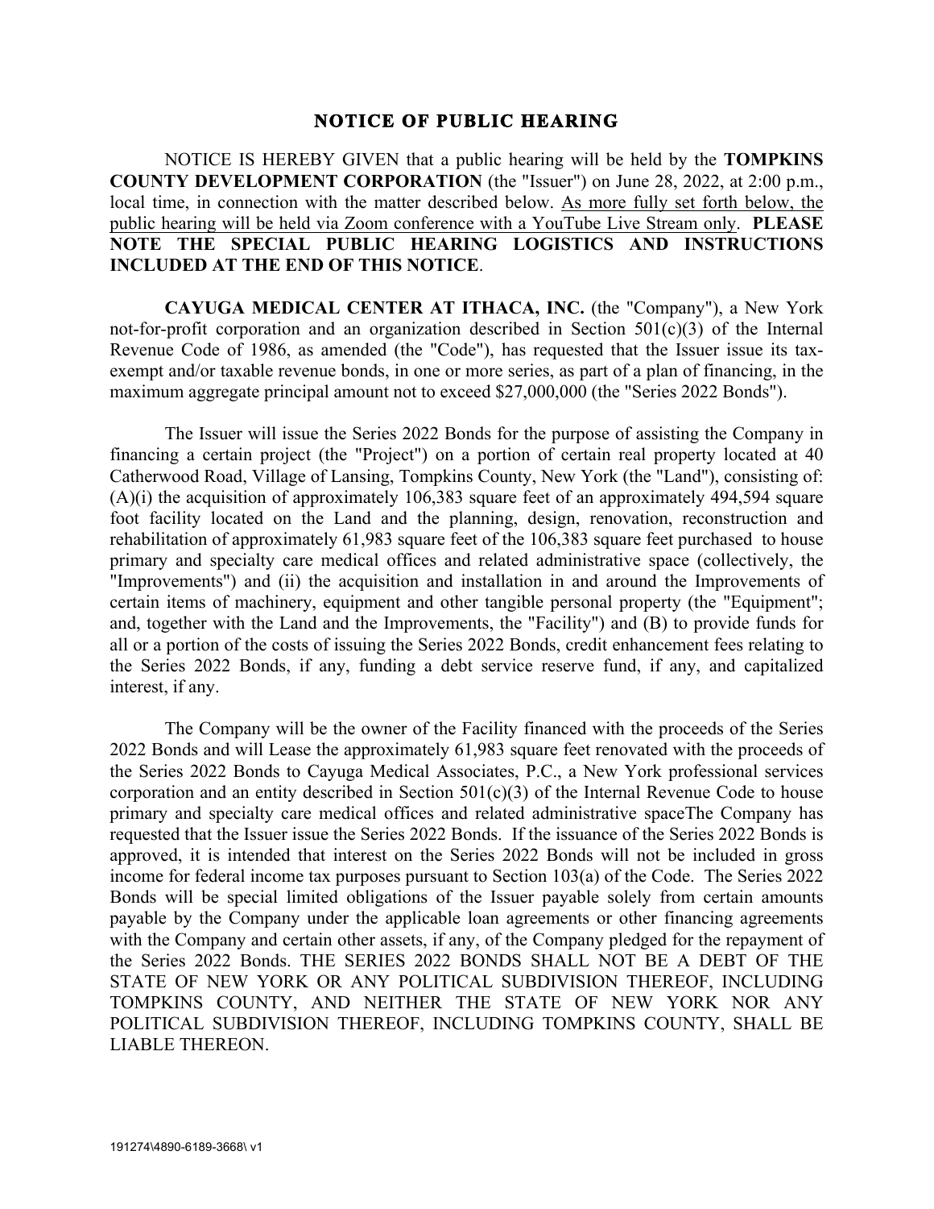# NOTICE OF PUBLIC HEARING

NOTICE IS HEREBY GIVEN that a public hearing will be held by the **TOMPKINS COUNTY DEVELOPMENT CORPORATION** (the "Issuer") on June 28, 2022, at 2:00 p.m., local time, in connection with the matter described below. As more fully set forth below, the public hearing will be held via Zoom conference with a YouTube Live Stream only. **PLEASE NOTE THE SPECIAL PUBLIC HEARING LOGISTICS AND INSTRUCTIONS INCLUDED AT THE END OF THIS NOTICE**.

**CAYUGA MEDICAL CENTER AT ITHACA, INC.** (the "Company"), a New York not-for-profit corporation and an organization described in Section 501(c)(3) of the Internal Revenue Code of 1986, as amended (the "Code"), has requested that the Issuer issue its tax-exempt and/or taxable revenue bonds, in one or more series, as part of a plan of financing, in the maximum aggregate principal amount not to exceed $27,000,000 (the "Series 2022 Bonds").

The Issuer will issue the Series 2022 Bonds for the purpose of assisting the Company in financing a certain project (the "Project") on a portion of certain real property located at 40 Catherwood Road, Village of Lansing, Tompkins County, New York (the "Land"), consisting of: (A)(i) the acquisition of approximately 106,383 square feet of an approximately 494,594 square foot facility located on the Land and the planning, design, renovation, reconstruction and rehabilitation of approximately 61,983 square feet of the 106,383 square feet purchased to house primary and specialty care medical offices and related administrative space (collectively, the "Improvements") and (ii) the acquisition and installation in and around the Improvements of certain items of machinery, equipment and other tangible personal property (the "Equipment"; and, together with the Land and the Improvements, the "Facility") and (B) to provide funds for all or a portion of the costs of issuing the Series 2022 Bonds, credit enhancement fees relating to the Series 2022 Bonds, if any, funding a debt service reserve fund, if any, and capitalized interest, if any.

The Company will be the owner of the Facility financed with the proceeds of the Series 2022 Bonds and will Lease the approximately 61,983 square feet renovated with the proceeds of the Series 2022 Bonds to Cayuga Medical Associates, P.C., a New York professional services corporation and an entity described in Section 501(c)(3) of the Internal Revenue Code to house primary and specialty care medical offices and related administrative spaceThe Company has requested that the Issuer issue the Series 2022 Bonds. If the issuance of the Series 2022 Bonds is approved, it is intended that interest on the Series 2022 Bonds will not be included in gross income for federal income tax purposes pursuant to Section 103(a) of the Code. The Series 2022 Bonds will be special limited obligations of the Issuer payable solely from certain amounts payable by the Company under the applicable loan agreements or other financing agreements with the Company and certain other assets, if any, of the Company pledged for the repayment of the Series 2022 Bonds. THE SERIES 2022 BONDS SHALL NOT BE A DEBT OF THE STATE OF NEW YORK OR ANY POLITICAL SUBDIVISION THEREOF, INCLUDING TOMPKINS COUNTY, AND NEITHER THE STATE OF NEW YORK NOR ANY POLITICAL SUBDIVISION THEREOF, INCLUDING TOMPKINS COUNTY, SHALL BE LIABLE THEREON.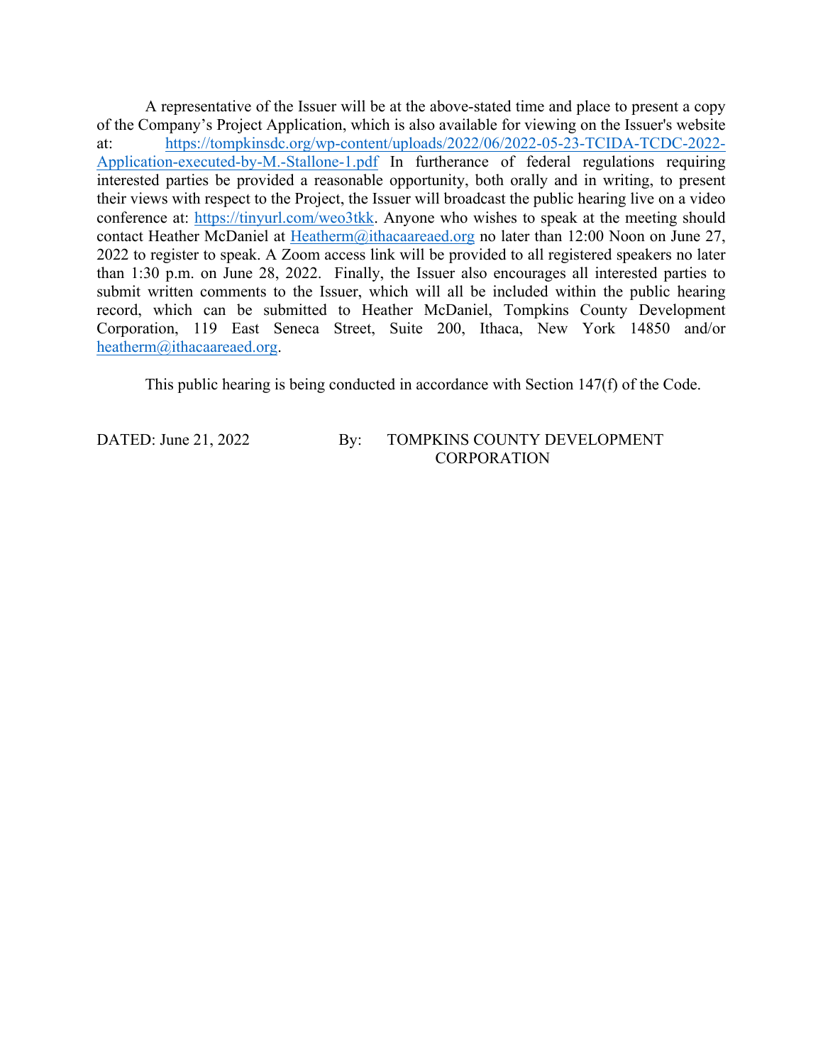A representative of the Issuer will be at the above-stated time and place to present a copy of the Company's Project Application, which is also available for viewing on the Issuer's website at: https://tompkinsdc.org/wp-content/uploads/2022/06/2022-05-23-TCIDA-TCDC-2022-Application-executed-by-M.-Stallone-1.pdf In furtherance of federal regulations requiring interested parties be provided a reasonable opportunity, both orally and in writing, to present their views with respect to the Project, the Issuer will broadcast the public hearing live on a video conference at: https://tinyurl.com/weo3tkk. Anyone who wishes to speak at the meeting should contact Heather McDaniel at Heatherm@ithacaareaed.org no later than 12:00 Noon on June 27, 2022 to register to speak. A Zoom access link will be provided to all registered speakers no later than 1:30 p.m. on June 28, 2022. Finally, the Issuer also encourages all interested parties to submit written comments to the Issuer, which will all be included within the public hearing record, which can be submitted to Heather McDaniel, Tompkins County Development Corporation, 119 East Seneca Street, Suite 200, Ithaca, New York 14850 and/or heatherm@ithacaareaed.org.

This public hearing is being conducted in accordance with Section 147(f) of the Code.

DATED: June 21, 2022

By: TOMPKINS COUNTY DEVELOPMENT CORPORATION